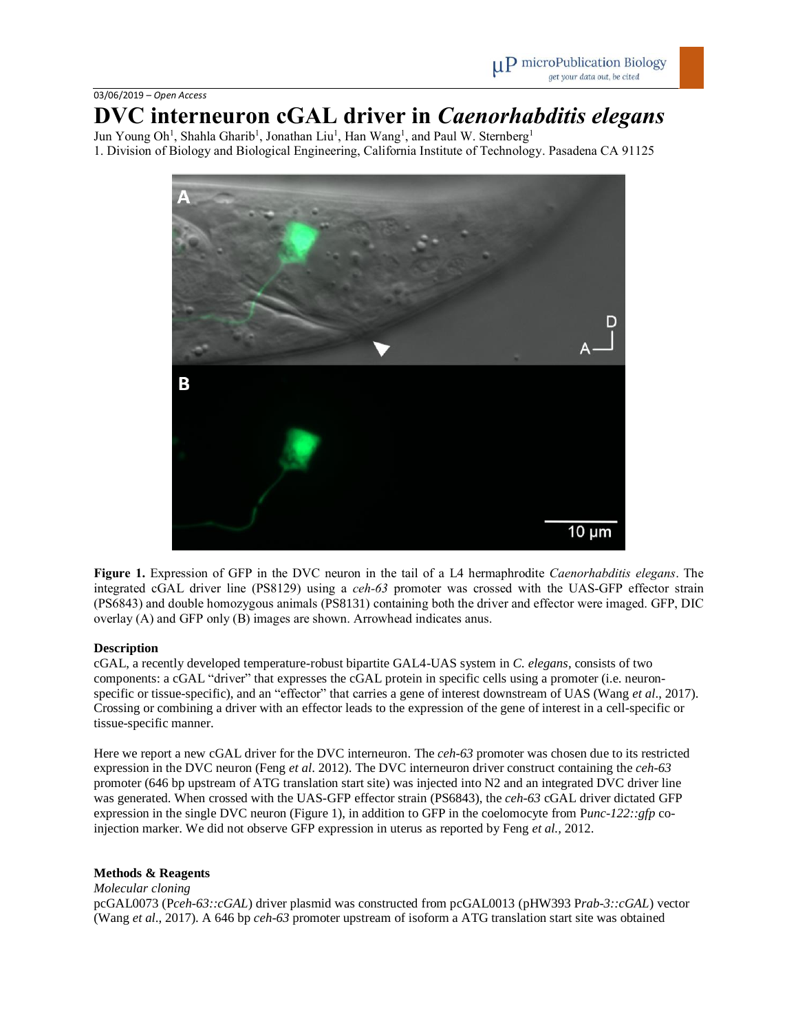03/06/2019 – *Open Access*

# DVC interneuron cGAL driver in *Caenorhabditis elegans*

Jun Young Oh[1], Shahla Gharib[1], Jonathan Liu[1], Han Wang[1], and Paul W. Sternberg[1]

1. Division of Biology and Biological Engineering, California Institute of Technology. Pasadena CA 91125

**Figure 1.** Expression of GFP in the DVC neuron in the tail of a L4 hermaphrodite *Caenorhabditis elegans*. The integrated cGAL driver line (PS8129) using a *ceh-63* promoter was crossed with the UAS-GFP effector strain (PS6843) and double homozygous animals (PS8131) containing both the driver and effector were imaged. GFP, DIC overlay (A) and GFP only (B) images are shown. Arrowhead indicates anus.

**Description**

cGAL, a recently developed temperature-robust bipartite GAL4-UAS system in *C. elegans*, consists of two components: a cGAL "driver" that expresses the cGAL protein in specific cells using a promoter (i.e. neuron-specific or tissue-specific), and an "effector" that carries a gene of interest downstream of UAS (Wang *et al*., 2017). Crossing or combining a driver with an effector leads to the expression of the gene of interest in a cell-specific or tissue-specific manner.

Here we report a new cGAL driver for the DVC interneuron. The *ceh-63* promoter was chosen due to its restricted expression in the DVC neuron (Feng *et al*. 2012). The DVC interneuron driver construct containing the *ceh-63* promoter (646 bp upstream of ATG translation start site) was injected into N2 and an integrated DVC driver line was generated. When crossed with the UAS-GFP effector strain (PS6843), the *ceh-63* cGAL driver dictated GFP expression in the single DVC neuron (Figure 1), in addition to GFP in the coelomocyte from P*unc-122::gfp* co-injection marker. We did not observe GFP expression in uterus as reported by Feng *et al.*, 2012.

**Methods & Reagents**

*Molecular cloning*

pcGAL0073 (P*ceh-63::cGAL*) driver plasmid was constructed from pcGAL0013 (pHW393 P*rab-3::cGAL*) vector (Wang *et al*., 2017). A 646 bp *ceh-63* promoter upstream of isoform a ATG translation start site was obtained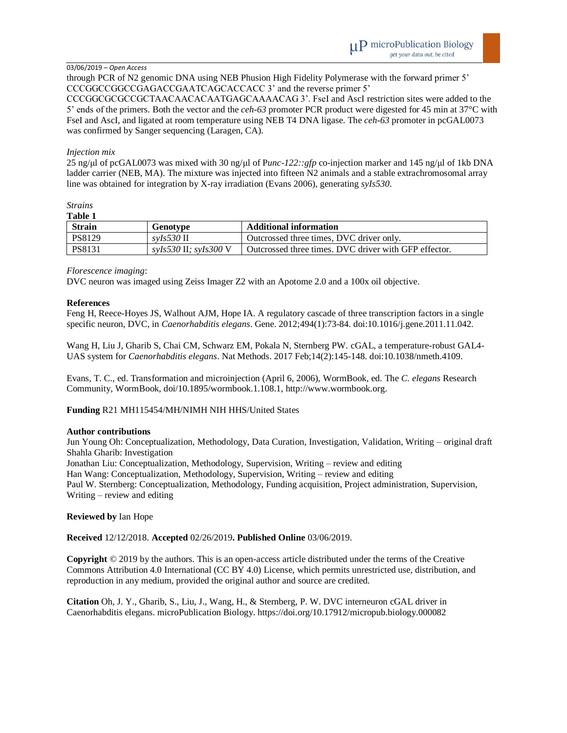through PCR of N2 genomic DNA using NEB Phusion High Fidelity Polymerase with the forward primer 5' CCCGGCCGGCCGAGACCGAATCAGCACCACC 3' and the reverse primer 5' CCCGGCGCGCCGCTAACAACACAATGAGCAAAACAG 3'. FseI and AscI restriction sites were added to the 5' ends of the primers. Both the vector and the *ceh-63* promoter PCR product were digested for 45 min at 37°C with FseI and AscI, and ligated at room temperature using NEB T4 DNA ligase. The *ceh-63* promoter in pcGAL0073 was confirmed by Sanger sequencing (Laragen, CA).

*Injection mix*

25 ng/μl of pcGAL0073 was mixed with 30 ng/μl of P*unc-122::gfp* co-injection marker and 145 ng/μl of 1kb DNA ladder carrier (NEB, MA). The mixture was injected into fifteen N2 animals and a stable extrachromosomal array line was obtained for integration by X-ray irradiation (Evans 2006), generating *syIs530*.

*Strains*

**Table 1**

| Strain | Genotype | Additional information |
|---|---|---|
| PS8129 | *syIs530* II | Outcrossed three times, DVC driver only. |
| PS8131 | *syIs530* II; *syIs300* V | Outcrossed three times. DVC driver with GFP effector. |

*Florescence imaging*:

DVC neuron was imaged using Zeiss Imager Z2 with an Apotome 2.0 and a 100x oil objective.

**References**

Feng H, Reece-Hoyes JS, Walhout AJM, Hope IA. A regulatory cascade of three transcription factors in a single specific neuron, DVC, in *Caenorhabditis elegans*. Gene. 2012;494(1):73-84. doi:10.1016/j.gene.2011.11.042.

Wang H, Liu J, Gharib S, Chai CM, Schwarz EM, Pokala N, Sternberg PW. cGAL, a temperature-robust GAL4-UAS system for *Caenorhabditis elegans*. Nat Methods. 2017 Feb;14(2):145-148. doi:10.1038/nmeth.4109.

Evans, T. C., ed. Transformation and microinjection (April 6, 2006), WormBook, ed. The *C. elegans* Research Community, WormBook, doi/10.1895/wormbook.1.108.1, http://www.wormbook.org.

**Funding** R21 MH115454/MH/NIMH NIH HHS/United States

**Author contributions**

Jun Young Oh: Conceptualization, Methodology, Data Curation, Investigation, Validation, Writing – original draft
Shahla Gharib: Investigation
Jonathan Liu: Conceptualization, Methodology, Supervision, Writing – review and editing
Han Wang: Conceptualization, Methodology, Supervision, Writing – review and editing
Paul W. Sternberg: Conceptualization, Methodology, Funding acquisition, Project administration, Supervision, Writing – review and editing

**Reviewed by** Ian Hope

**Received** 12/12/2018. **Accepted** 02/26/2019**. Published Online** 03/06/2019.

**Copyright** © 2019 by the authors. This is an open-access article distributed under the terms of the Creative Commons Attribution 4.0 International (CC BY 4.0) License, which permits unrestricted use, distribution, and reproduction in any medium, provided the original author and source are credited.

**Citation** Oh, J. Y., Gharib, S., Liu, J., Wang, H., & Sternberg, P. W. DVC interneuron cGAL driver in Caenorhabditis elegans. microPublication Biology. https://doi.org/10.17912/micropub.biology.000082